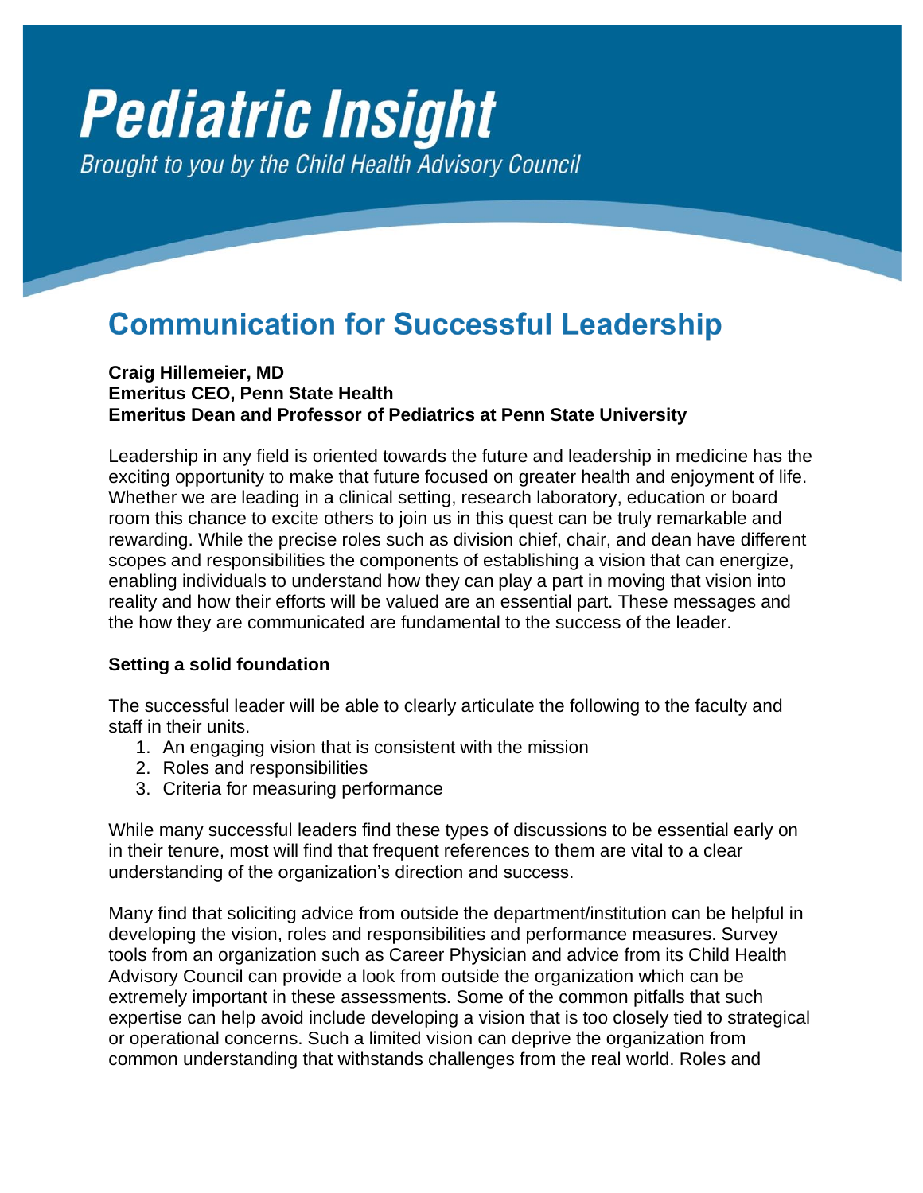# Pediatric Insight

*Brought to you by the Child Health Advisory Council*

## Communication for Successful Leadership

**Craig Hillemeier, MD**
**Emeritus CEO, Penn State Health**
**Emeritus Dean and Professor of Pediatrics at Penn State University**

Leadership in any field is oriented towards the future and leadership in medicine has the exciting opportunity to make that future focused on greater health and enjoyment of life. Whether we are leading in a clinical setting, research laboratory, education or board room this chance to excite others to join us in this quest can be truly remarkable and rewarding. While the precise roles such as division chief, chair, and dean have different scopes and responsibilities the components of establishing a vision that can energize, enabling individuals to understand how they can play a part in moving that vision into reality and how their efforts will be valued are an essential part. These messages and the how they are communicated are fundamental to the success of the leader.

### Setting a solid foundation

The successful leader will be able to clearly articulate the following to the faculty and staff in their units.

1. An engaging vision that is consistent with the mission
2. Roles and responsibilities
3. Criteria for measuring performance

While many successful leaders find these types of discussions to be essential early on in their tenure, most will find that frequent references to them are vital to a clear understanding of the organization's direction and success.

Many find that soliciting advice from outside the department/institution can be helpful in developing the vision, roles and responsibilities and performance measures. Survey tools from an organization such as Career Physician and advice from its Child Health Advisory Council can provide a look from outside the organization which can be extremely important in these assessments. Some of the common pitfalls that such expertise can help avoid include developing a vision that is too closely tied to strategical or operational concerns. Such a limited vision can deprive the organization from common understanding that withstands challenges from the real world. Roles and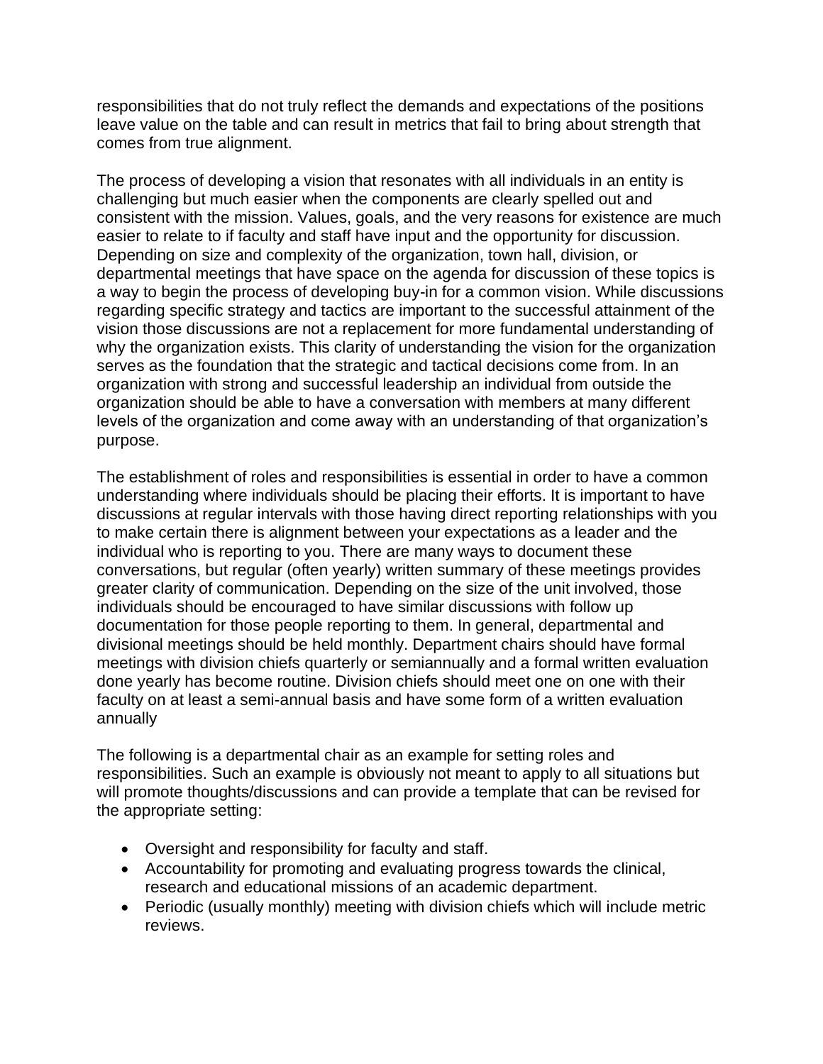responsibilities that do not truly reflect the demands and expectations of the positions leave value on the table and can result in metrics that fail to bring about strength that comes from true alignment.

The process of developing a vision that resonates with all individuals in an entity is challenging but much easier when the components are clearly spelled out and consistent with the mission. Values, goals, and the very reasons for existence are much easier to relate to if faculty and staff have input and the opportunity for discussion. Depending on size and complexity of the organization, town hall, division, or departmental meetings that have space on the agenda for discussion of these topics is a way to begin the process of developing buy-in for a common vision. While discussions regarding specific strategy and tactics are important to the successful attainment of the vision those discussions are not a replacement for more fundamental understanding of why the organization exists. This clarity of understanding the vision for the organization serves as the foundation that the strategic and tactical decisions come from. In an organization with strong and successful leadership an individual from outside the organization should be able to have a conversation with members at many different levels of the organization and come away with an understanding of that organization's purpose.

The establishment of roles and responsibilities is essential in order to have a common understanding where individuals should be placing their efforts. It is important to have discussions at regular intervals with those having direct reporting relationships with you to make certain there is alignment between your expectations as a leader and the individual who is reporting to you. There are many ways to document these conversations, but regular (often yearly) written summary of these meetings provides greater clarity of communication. Depending on the size of the unit involved, those individuals should be encouraged to have similar discussions with follow up documentation for those people reporting to them. In general, departmental and divisional meetings should be held monthly. Department chairs should have formal meetings with division chiefs quarterly or semiannually and a formal written evaluation done yearly has become routine. Division chiefs should meet one on one with their faculty on at least a semi-annual basis and have some form of a written evaluation annually

The following is a departmental chair as an example for setting roles and responsibilities. Such an example is obviously not meant to apply to all situations but will promote thoughts/discussions and can provide a template that can be revised for the appropriate setting:

- Oversight and responsibility for faculty and staff.
- Accountability for promoting and evaluating progress towards the clinical, research and educational missions of an academic department.
- Periodic (usually monthly) meeting with division chiefs which will include metric reviews.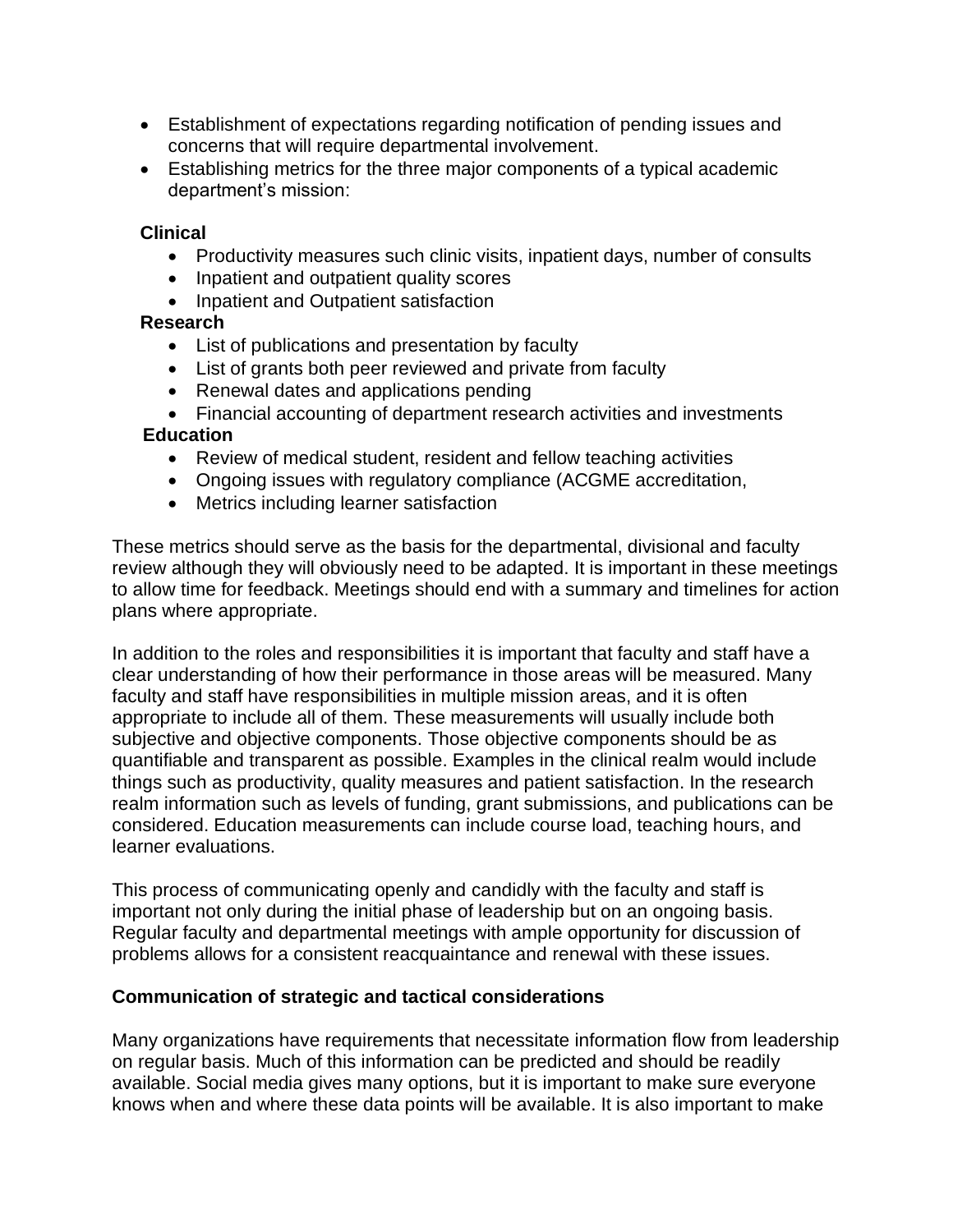- Establishment of expectations regarding notification of pending issues and concerns that will require departmental involvement.
- Establishing metrics for the three major components of a typical academic department's mission:

**Clinical**

- Productivity measures such clinic visits, inpatient days, number of consults
- Inpatient and outpatient quality scores
- Inpatient and Outpatient satisfaction

**Research**

- List of publications and presentation by faculty
- List of grants both peer reviewed and private from faculty
- Renewal dates and applications pending
- Financial accounting of department research activities and investments

**Education**

- Review of medical student, resident and fellow teaching activities
- Ongoing issues with regulatory compliance (ACGME accreditation,
- Metrics including learner satisfaction

These metrics should serve as the basis for the departmental, divisional and faculty review although they will obviously need to be adapted. It is important in these meetings to allow time for feedback. Meetings should end with a summary and timelines for action plans where appropriate.

In addition to the roles and responsibilities it is important that faculty and staff have a clear understanding of how their performance in those areas will be measured. Many faculty and staff have responsibilities in multiple mission areas, and it is often appropriate to include all of them. These measurements will usually include both subjective and objective components. Those objective components should be as quantifiable and transparent as possible. Examples in the clinical realm would include things such as productivity, quality measures and patient satisfaction. In the research realm information such as levels of funding, grant submissions, and publications can be considered. Education measurements can include course load, teaching hours, and learner evaluations.

This process of communicating openly and candidly with the faculty and staff is important not only during the initial phase of leadership but on an ongoing basis. Regular faculty and departmental meetings with ample opportunity for discussion of problems allows for a consistent reacquaintance and renewal with these issues.

**Communication of strategic and tactical considerations**

Many organizations have requirements that necessitate information flow from leadership on regular basis. Much of this information can be predicted and should be readily available. Social media gives many options, but it is important to make sure everyone knows when and where these data points will be available. It is also important to make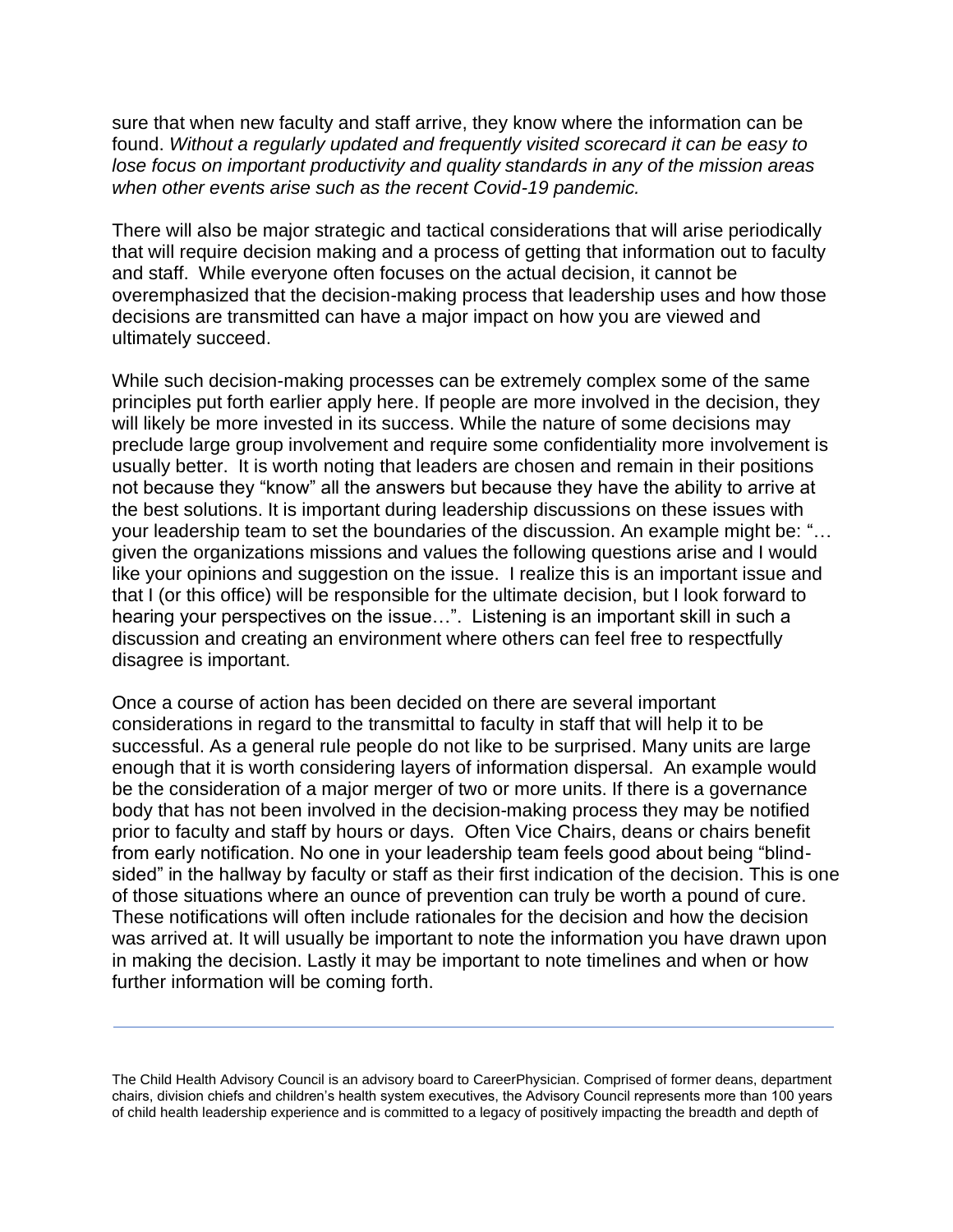sure that when new faculty and staff arrive, they know where the information can be found. *Without a regularly updated and frequently visited scorecard it can be easy to lose focus on important productivity and quality standards in any of the mission areas when other events arise such as the recent Covid-19 pandemic.*

There will also be major strategic and tactical considerations that will arise periodically that will require decision making and a process of getting that information out to faculty and staff. While everyone often focuses on the actual decision, it cannot be overemphasized that the decision-making process that leadership uses and how those decisions are transmitted can have a major impact on how you are viewed and ultimately succeed.

While such decision-making processes can be extremely complex some of the same principles put forth earlier apply here. If people are more involved in the decision, they will likely be more invested in its success. While the nature of some decisions may preclude large group involvement and require some confidentiality more involvement is usually better. It is worth noting that leaders are chosen and remain in their positions not because they "know" all the answers but because they have the ability to arrive at the best solutions. It is important during leadership discussions on these issues with your leadership team to set the boundaries of the discussion. An example might be: "…given the organizations missions and values the following questions arise and I would like your opinions and suggestion on the issue. I realize this is an important issue and that I (or this office) will be responsible for the ultimate decision, but I look forward to hearing your perspectives on the issue…". Listening is an important skill in such a discussion and creating an environment where others can feel free to respectfully disagree is important.

Once a course of action has been decided on there are several important considerations in regard to the transmittal to faculty in staff that will help it to be successful. As a general rule people do not like to be surprised. Many units are large enough that it is worth considering layers of information dispersal. An example would be the consideration of a major merger of two or more units. If there is a governance body that has not been involved in the decision-making process they may be notified prior to faculty and staff by hours or days. Often Vice Chairs, deans or chairs benefit from early notification. No one in your leadership team feels good about being "blind-sided" in the hallway by faculty or staff as their first indication of the decision. This is one of those situations where an ounce of prevention can truly be worth a pound of cure. These notifications will often include rationales for the decision and how the decision was arrived at. It will usually be important to note the information you have drawn upon in making the decision. Lastly it may be important to note timelines and when or how further information will be coming forth.

---

The Child Health Advisory Council is an advisory board to CareerPhysician. Comprised of former deans, department chairs, division chiefs and children's health system executives, the Advisory Council represents more than 100 years of child health leadership experience and is committed to a legacy of positively impacting the breadth and depth of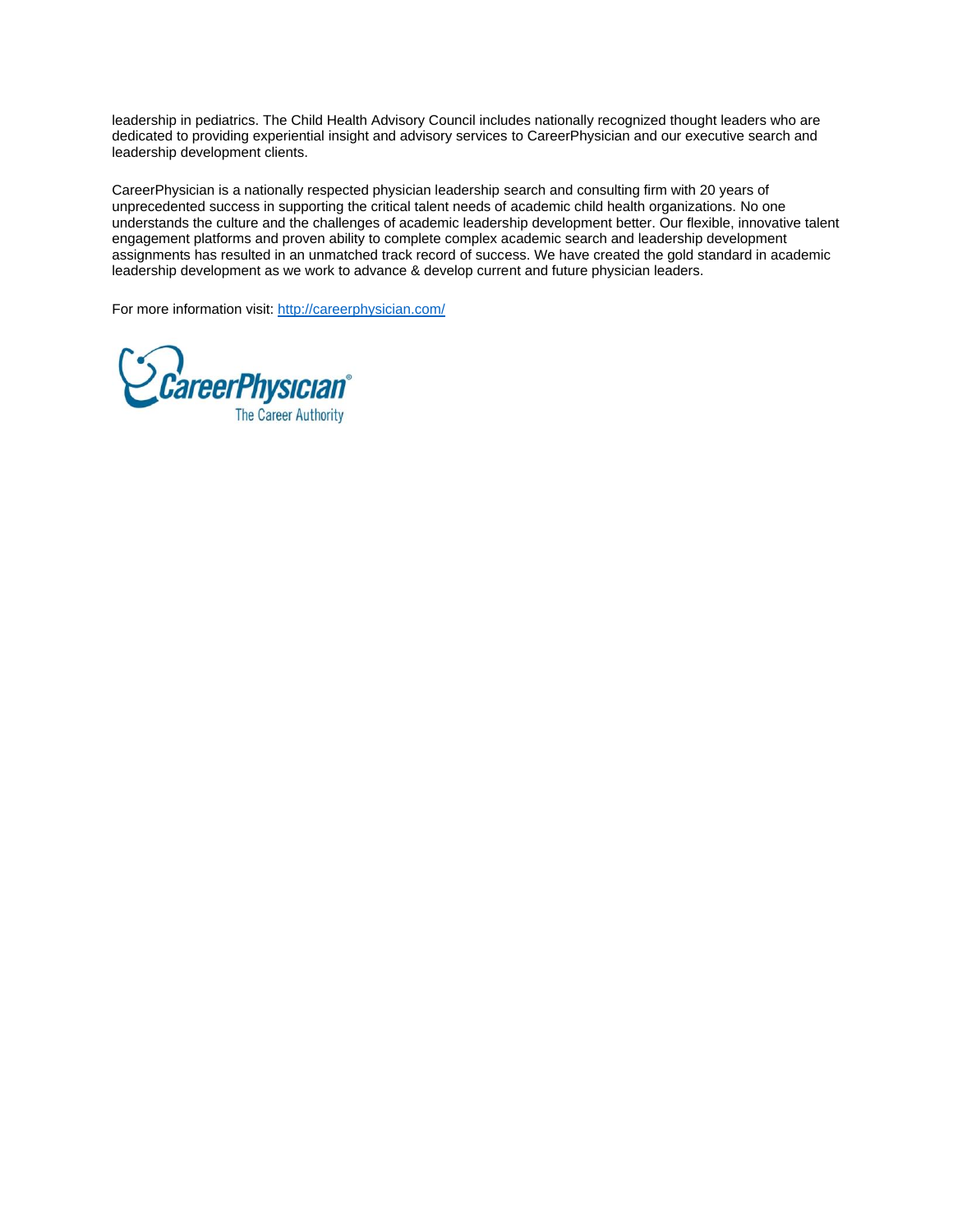leadership in pediatrics. The Child Health Advisory Council includes nationally recognized thought leaders who are dedicated to providing experiential insight and advisory services to CareerPhysician and our executive search and leadership development clients.

CareerPhysician is a nationally respected physician leadership search and consulting firm with 20 years of unprecedented success in supporting the critical talent needs of academic child health organizations. No one understands the culture and the challenges of academic leadership development better. Our flexible, innovative talent engagement platforms and proven ability to complete complex academic search and leadership development assignments has resulted in an unmatched track record of success. We have created the gold standard in academic leadership development as we work to advance & develop current and future physician leaders.

For more information visit: http://careerphysician.com/

CareerPhysician®
The Career Authority